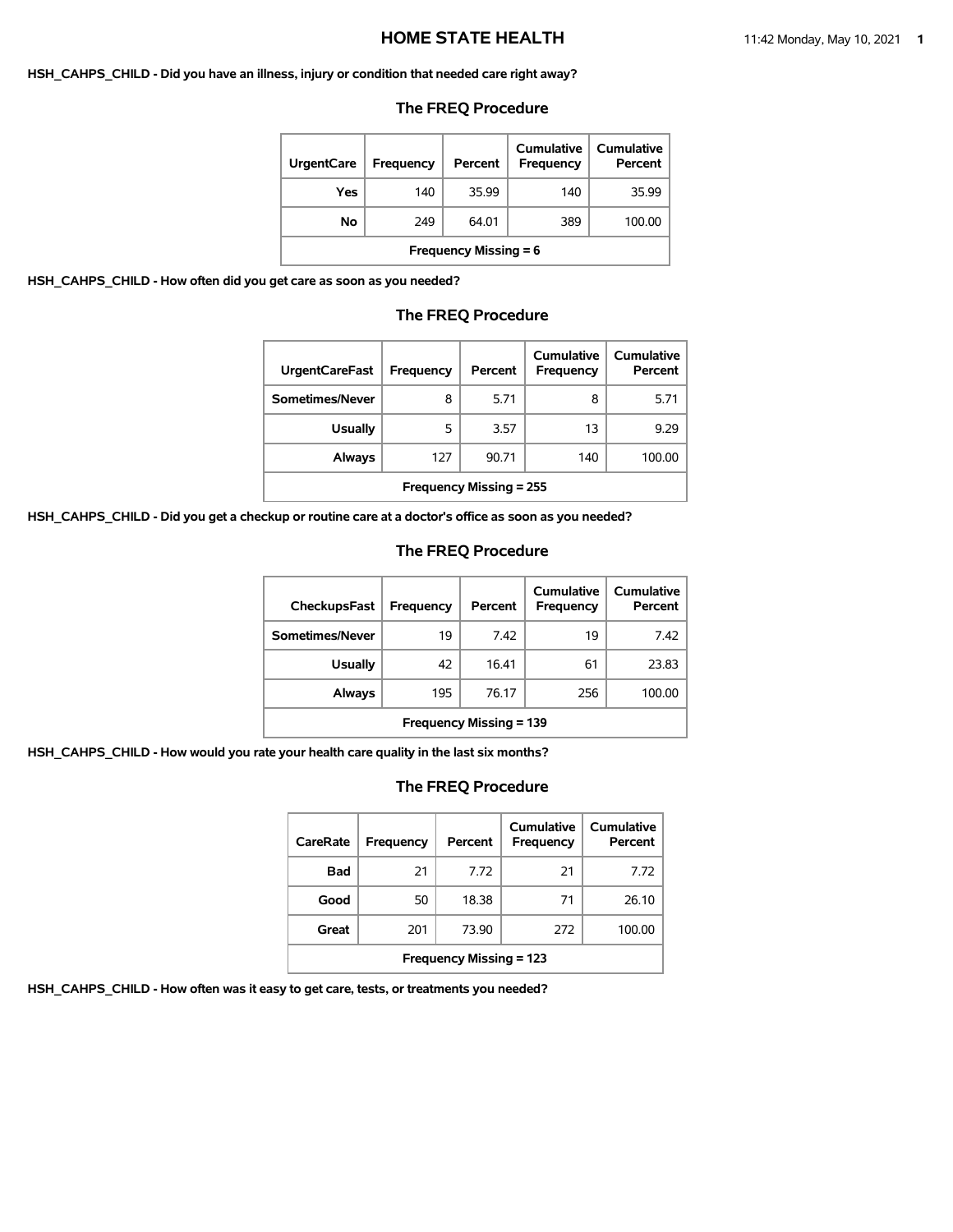# HOME STATE HEALTH

**HSH_CAHPS_CHILD - Did you have an illness, injury or condition that needed care right away?**

## The FREQ Procedure

| UrgentCare | Frequency | Percent | Cumulative Frequency | Cumulative Percent |
|---|---|---|---|---|
| Yes | 140 | 35.99 | 140 | 35.99 |
| No | 249 | 64.01 | 389 | 100.00 |
| Frequency Missing = 6 | | | | |

**HSH_CAHPS_CHILD - How often did you get care as soon as you needed?**

## The FREQ Procedure

| UrgentCareFast | Frequency | Percent | Cumulative Frequency | Cumulative Percent |
|---|---|---|---|---|
| Sometimes/Never | 8 | 5.71 | 8 | 5.71 |
| Usually | 5 | 3.57 | 13 | 9.29 |
| Always | 127 | 90.71 | 140 | 100.00 |
| Frequency Missing = 255 | | | | |

**HSH_CAHPS_CHILD - Did you get a checkup or routine care at a doctor's office as soon as you needed?**

## The FREQ Procedure

| CheckupsFast | Frequency | Percent | Cumulative Frequency | Cumulative Percent |
|---|---|---|---|---|
| Sometimes/Never | 19 | 7.42 | 19 | 7.42 |
| Usually | 42 | 16.41 | 61 | 23.83 |
| Always | 195 | 76.17 | 256 | 100.00 |
| Frequency Missing = 139 | | | | |

**HSH_CAHPS_CHILD - How would you rate your health care quality in the last six months?**

## The FREQ Procedure

| CareRate | Frequency | Percent | Cumulative Frequency | Cumulative Percent |
|---|---|---|---|---|
| Bad | 21 | 7.72 | 21 | 7.72 |
| Good | 50 | 18.38 | 71 | 26.10 |
| Great | 201 | 73.90 | 272 | 100.00 |
| Frequency Missing = 123 | | | | |

**HSH_CAHPS_CHILD - How often was it easy to get care, tests, or treatments you needed?**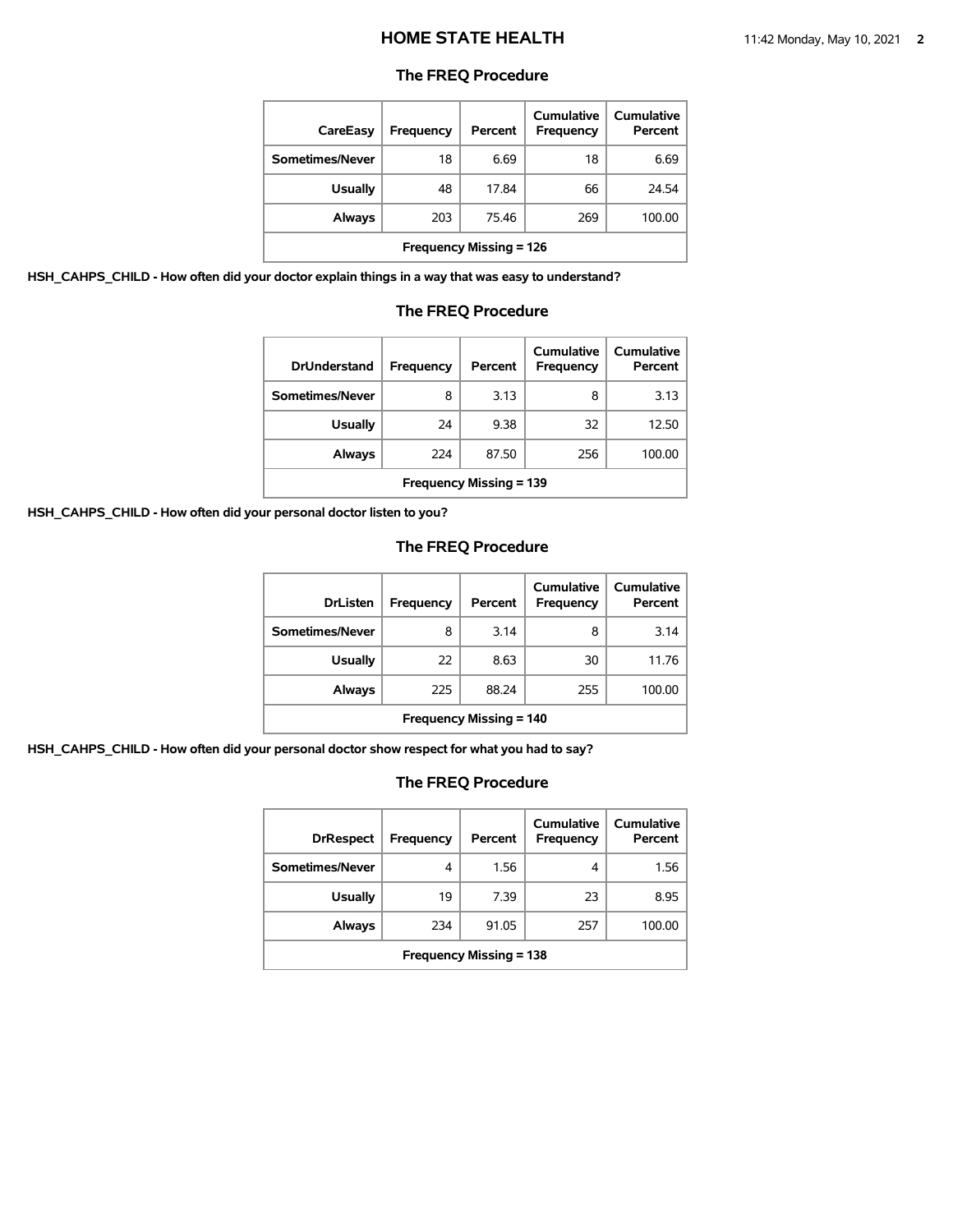## The FREQ Procedure

| CareEasy | Frequency | Percent | Cumulative Frequency | Cumulative Percent |
|---|---|---|---|---|
| Sometimes/Never | 18 | 6.69 | 18 | 6.69 |
| Usually | 48 | 17.84 | 66 | 24.54 |
| Always | 203 | 75.46 | 269 | 100.00 |
| Frequency Missing = 126 | | | | |

**HSH_CAHPS_CHILD - How often did your doctor explain things in a way that was easy to understand?**

## The FREQ Procedure

| DrUnderstand | Frequency | Percent | Cumulative Frequency | Cumulative Percent |
|---|---|---|---|---|
| Sometimes/Never | 8 | 3.13 | 8 | 3.13 |
| Usually | 24 | 9.38 | 32 | 12.50 |
| Always | 224 | 87.50 | 256 | 100.00 |
| Frequency Missing = 139 | | | | |

**HSH_CAHPS_CHILD - How often did your personal doctor listen to you?**

## The FREQ Procedure

| DrListen | Frequency | Percent | Cumulative Frequency | Cumulative Percent |
|---|---|---|---|---|
| Sometimes/Never | 8 | 3.14 | 8 | 3.14 |
| Usually | 22 | 8.63 | 30 | 11.76 |
| Always | 225 | 88.24 | 255 | 100.00 |
| Frequency Missing = 140 | | | | |

**HSH_CAHPS_CHILD - How often did your personal doctor show respect for what you had to say?**

## The FREQ Procedure

| DrRespect | Frequency | Percent | Cumulative Frequency | Cumulative Percent |
|---|---|---|---|---|
| Sometimes/Never | 4 | 1.56 | 4 | 1.56 |
| Usually | 19 | 7.39 | 23 | 8.95 |
| Always | 234 | 91.05 | 257 | 100.00 |
| Frequency Missing = 138 | | | | |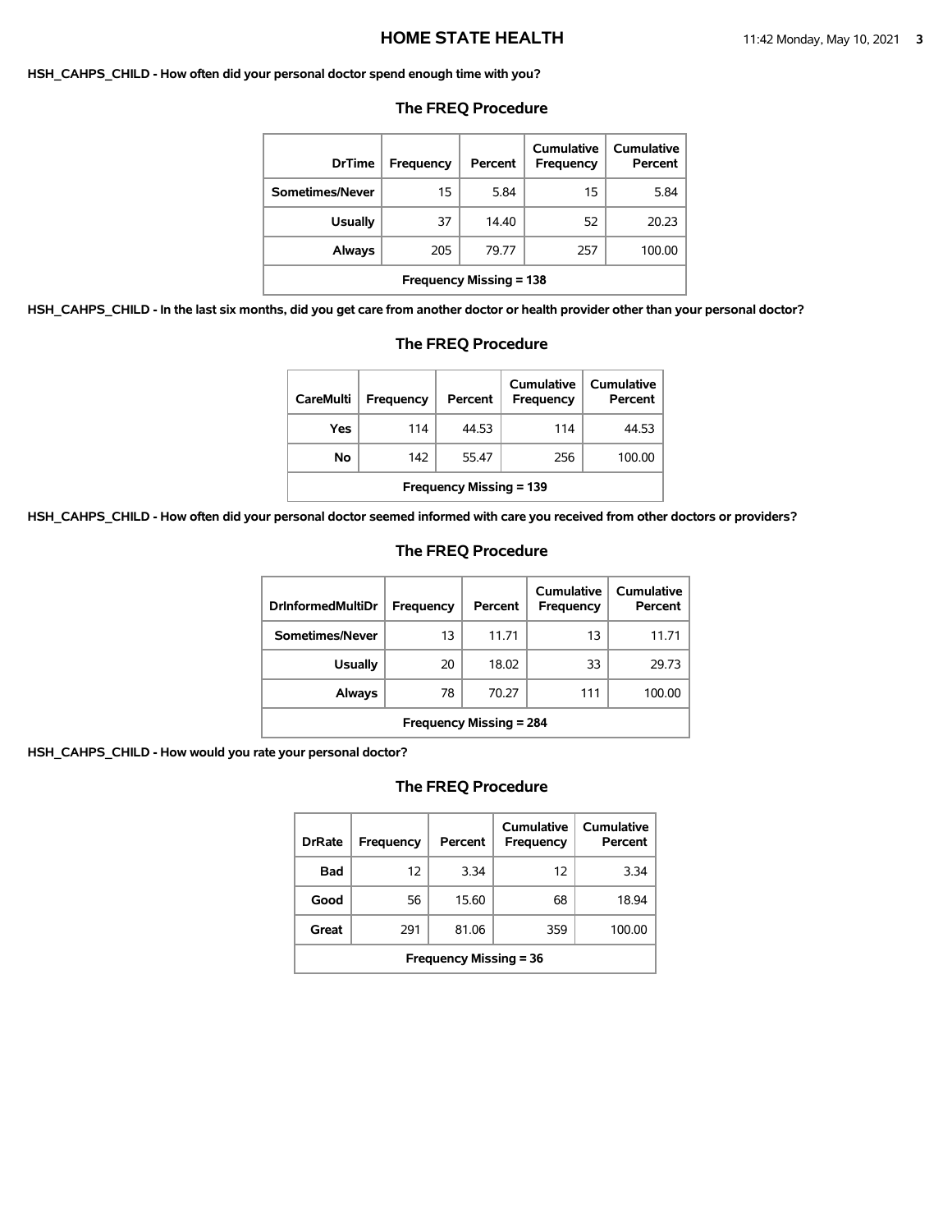**HSH_CAHPS_CHILD - How often did your personal doctor spend enough time with you?**

## The FREQ Procedure

| DrTime | Frequency | Percent | Cumulative Frequency | Cumulative Percent |
|---|---|---|---|---|
| Sometimes/Never | 15 | 5.84 | 15 | 5.84 |
| Usually | 37 | 14.40 | 52 | 20.23 |
| Always | 205 | 79.77 | 257 | 100.00 |
| Frequency Missing = 138 | | | | |

**HSH_CAHPS_CHILD - In the last six months, did you get care from another doctor or health provider other than your personal doctor?**

## The FREQ Procedure

| CareMulti | Frequency | Percent | Cumulative Frequency | Cumulative Percent |
|---|---|---|---|---|
| Yes | 114 | 44.53 | 114 | 44.53 |
| No | 142 | 55.47 | 256 | 100.00 |
| Frequency Missing = 139 | | | | |

**HSH_CAHPS_CHILD - How often did your personal doctor seemed informed with care you received from other doctors or providers?**

## The FREQ Procedure

| DrInformedMultiDr | Frequency | Percent | Cumulative Frequency | Cumulative Percent |
|---|---|---|---|---|
| Sometimes/Never | 13 | 11.71 | 13 | 11.71 |
| Usually | 20 | 18.02 | 33 | 29.73 |
| Always | 78 | 70.27 | 111 | 100.00 |
| Frequency Missing = 284 | | | | |

**HSH_CAHPS_CHILD - How would you rate your personal doctor?**

## The FREQ Procedure

| DrRate | Frequency | Percent | Cumulative Frequency | Cumulative Percent |
|---|---|---|---|---|
| Bad | 12 | 3.34 | 12 | 3.34 |
| Good | 56 | 15.60 | 68 | 18.94 |
| Great | 291 | 81.06 | 359 | 100.00 |
| Frequency Missing = 36 | | | | |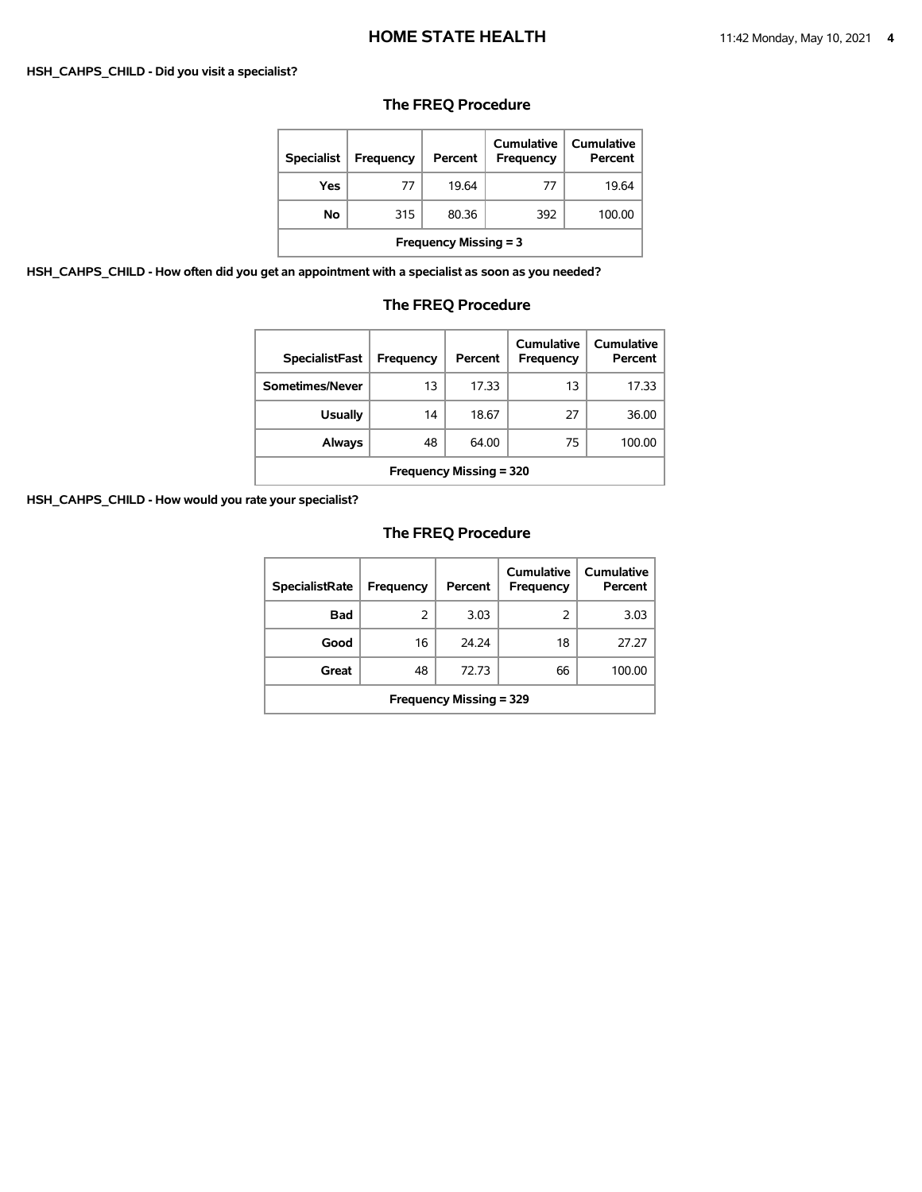**HSH_CAHPS_CHILD - Did you visit a specialist?**

## The FREQ Procedure

| Specialist | Frequency | Percent | Cumulative Frequency | Cumulative Percent |
|---|---|---|---|---|
| Yes | 77 | 19.64 | 77 | 19.64 |
| No | 315 | 80.36 | 392 | 100.00 |
| Frequency Missing = 3 | | | | |

**HSH_CAHPS_CHILD - How often did you get an appointment with a specialist as soon as you needed?**

## The FREQ Procedure

| SpecialistFast | Frequency | Percent | Cumulative Frequency | Cumulative Percent |
|---|---|---|---|---|
| Sometimes/Never | 13 | 17.33 | 13 | 17.33 |
| Usually | 14 | 18.67 | 27 | 36.00 |
| Always | 48 | 64.00 | 75 | 100.00 |
| Frequency Missing = 320 | | | | |

**HSH_CAHPS_CHILD - How would you rate your specialist?**

## The FREQ Procedure

| SpecialistRate | Frequency | Percent | Cumulative Frequency | Cumulative Percent |
|---|---|---|---|---|
| Bad | 2 | 3.03 | 2 | 3.03 |
| Good | 16 | 24.24 | 18 | 27.27 |
| Great | 48 | 72.73 | 66 | 100.00 |
| Frequency Missing = 329 | | | | |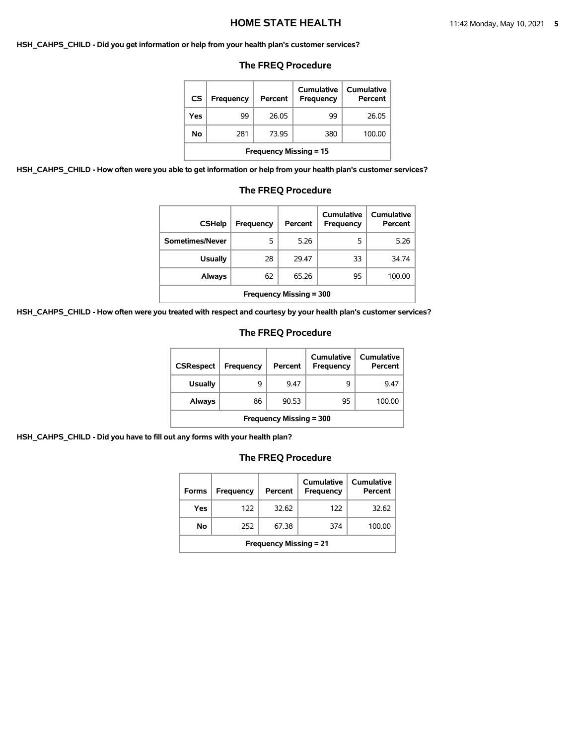**HSH_CAHPS_CHILD - Did you get information or help from your health plan's customer services?**

## The FREQ Procedure

| CS | Frequency | Percent | Cumulative Frequency | Cumulative Percent |
|---|---|---|---|---|
| Yes | 99 | 26.05 | 99 | 26.05 |
| No | 281 | 73.95 | 380 | 100.00 |
| Frequency Missing = 15 | | | | |

**HSH_CAHPS_CHILD - How often were you able to get information or help from your health plan's customer services?**

## The FREQ Procedure

| CSHelp | Frequency | Percent | Cumulative Frequency | Cumulative Percent |
|---|---|---|---|---|
| Sometimes/Never | 5 | 5.26 | 5 | 5.26 |
| Usually | 28 | 29.47 | 33 | 34.74 |
| Always | 62 | 65.26 | 95 | 100.00 |
| Frequency Missing = 300 | | | | |

**HSH_CAHPS_CHILD - How often were you treated with respect and courtesy by your health plan's customer services?**

## The FREQ Procedure

| CSRespect | Frequency | Percent | Cumulative Frequency | Cumulative Percent |
|---|---|---|---|---|
| Usually | 9 | 9.47 | 9 | 9.47 |
| Always | 86 | 90.53 | 95 | 100.00 |
| Frequency Missing = 300 | | | | |

**HSH_CAHPS_CHILD - Did you have to fill out any forms with your health plan?**

## The FREQ Procedure

| Forms | Frequency | Percent | Cumulative Frequency | Cumulative Percent |
|---|---|---|---|---|
| Yes | 122 | 32.62 | 122 | 32.62 |
| No | 252 | 67.38 | 374 | 100.00 |
| Frequency Missing = 21 | | | | |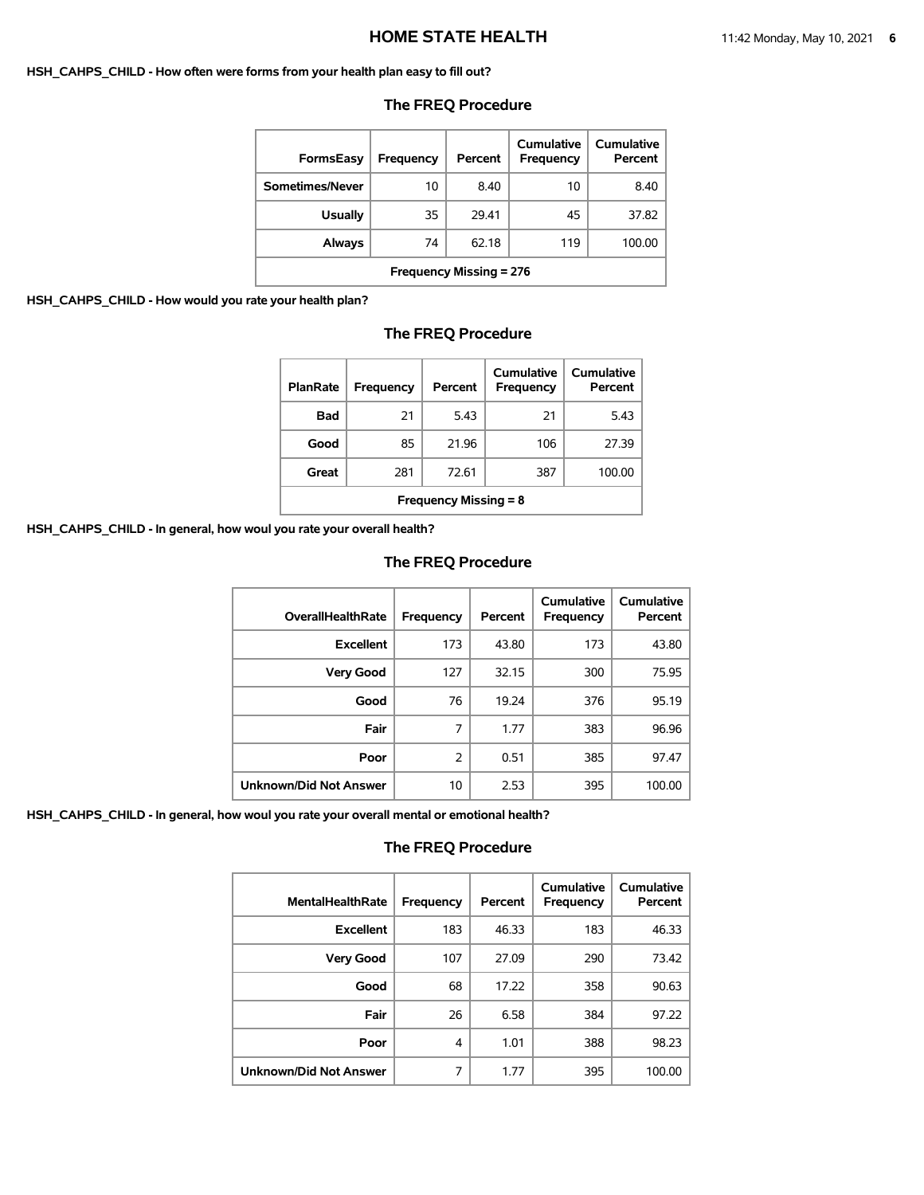HSH_CAHPS_CHILD - How often were forms from your health plan easy to fill out?

## The FREQ Procedure

| FormsEasy | Frequency | Percent | Cumulative Frequency | Cumulative Percent |
|---|---|---|---|---|
| Sometimes/Never | 10 | 8.40 | 10 | 8.40 |
| Usually | 35 | 29.41 | 45 | 37.82 |
| Always | 74 | 62.18 | 119 | 100.00 |
| Frequency Missing = 276 | | | | |

HSH_CAHPS_CHILD - How would you rate your health plan?

## The FREQ Procedure

| PlanRate | Frequency | Percent | Cumulative Frequency | Cumulative Percent |
|---|---|---|---|---|
| Bad | 21 | 5.43 | 21 | 5.43 |
| Good | 85 | 21.96 | 106 | 27.39 |
| Great | 281 | 72.61 | 387 | 100.00 |
| Frequency Missing = 8 | | | | |

HSH_CAHPS_CHILD - In general, how woul you rate your overall health?

## The FREQ Procedure

| OverallHealthRate | Frequency | Percent | Cumulative Frequency | Cumulative Percent |
|---|---|---|---|---|
| Excellent | 173 | 43.80 | 173 | 43.80 |
| Very Good | 127 | 32.15 | 300 | 75.95 |
| Good | 76 | 19.24 | 376 | 95.19 |
| Fair | 7 | 1.77 | 383 | 96.96 |
| Poor | 2 | 0.51 | 385 | 97.47 |
| Unknown/Did Not Answer | 10 | 2.53 | 395 | 100.00 |

HSH_CAHPS_CHILD - In general, how woul you rate your overall mental or emotional health?

## The FREQ Procedure

| MentalHealthRate | Frequency | Percent | Cumulative Frequency | Cumulative Percent |
|---|---|---|---|---|
| Excellent | 183 | 46.33 | 183 | 46.33 |
| Very Good | 107 | 27.09 | 290 | 73.42 |
| Good | 68 | 17.22 | 358 | 90.63 |
| Fair | 26 | 6.58 | 384 | 97.22 |
| Poor | 4 | 1.01 | 388 | 98.23 |
| Unknown/Did Not Answer | 7 | 1.77 | 395 | 100.00 |